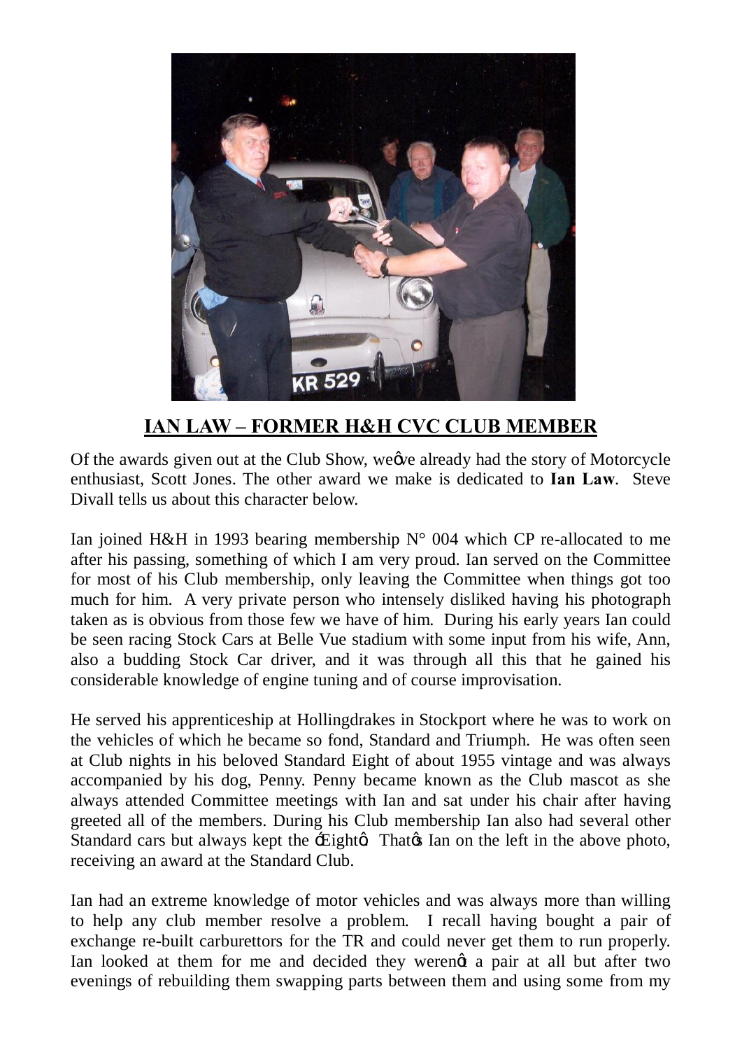## IAN LAW – FORMER H&H CVC CLUB MEMBER

Of the awards given out at the Club Show, we've already had the story of Motorcycle enthusiast, Scott Jones. The other award we make is dedicated to **Ian Law**. Steve Divall tells us about this character below.

Ian joined H&H in 1993 bearing membership N° 004 which CP re-allocated to me after his passing, something of which I am very proud. Ian served on the Committee for most of his Club membership, only leaving the Committee when things got too much for him. A very private person who intensely disliked having his photograph taken as is obvious from those few we have of him. During his early years Ian could be seen racing Stock Cars at Belle Vue stadium with some input from his wife, Ann, also a budding Stock Car driver, and it was through all this that he gained his considerable knowledge of engine tuning and of course improvisation.

He served his apprenticeship at Hollingdrakes in Stockport where he was to work on the vehicles of which he became so fond, Standard and Triumph. He was often seen at Club nights in his beloved Standard Eight of about 1955 vintage and was always accompanied by his dog, Penny. Penny became known as the Club mascot as she always attended Committee meetings with Ian and sat under his chair after having greeted all of the members. During his Club membership Ian also had several other Standard cars but always kept the 'Eight'. That's Ian on the left in the above photo, receiving an award at the Standard Club.

Ian had an extreme knowledge of motor vehicles and was always more than willing to help any club member resolve a problem. I recall having bought a pair of exchange re-built carburettors for the TR and could never get them to run properly. Ian looked at them for me and decided they weren't a pair at all but after two evenings of rebuilding them swapping parts between them and using some from my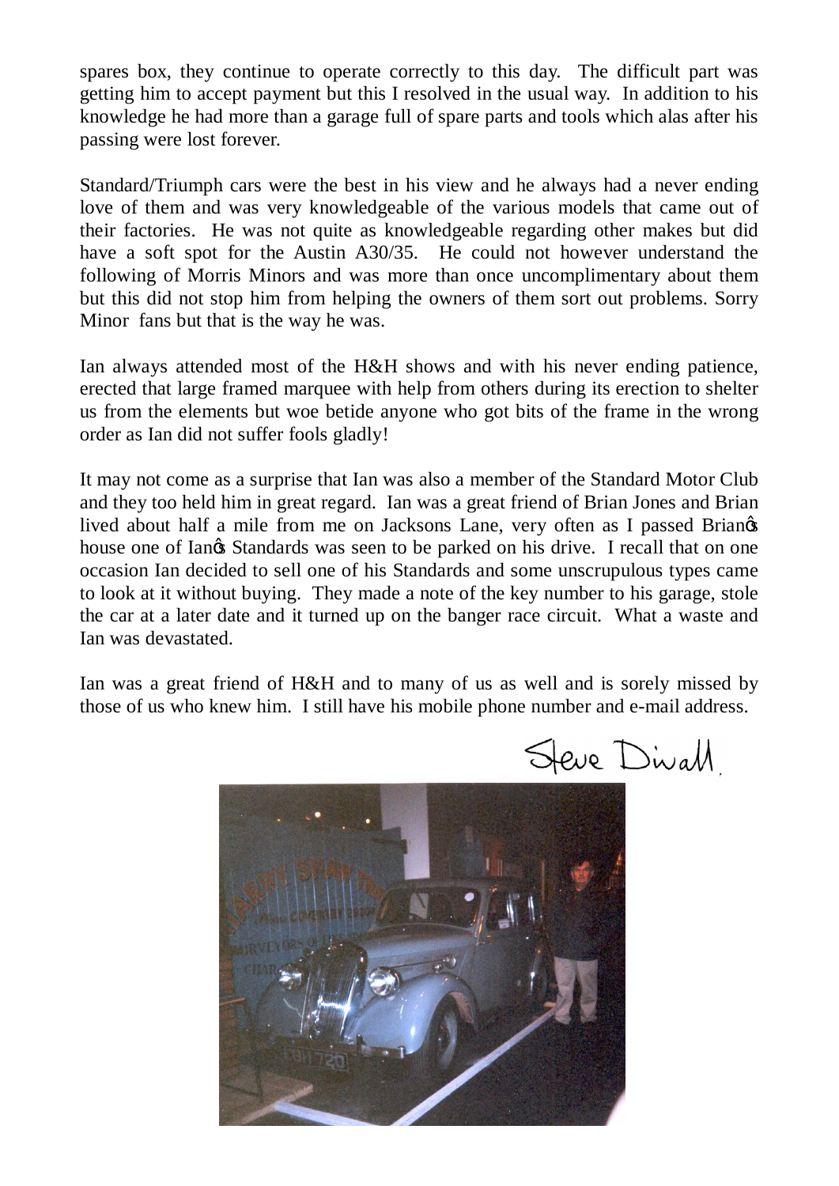spares box, they continue to operate correctly to this day. The difficult part was getting him to accept payment but this I resolved in the usual way. In addition to his knowledge he had more than a garage full of spare parts and tools which alas after his passing were lost forever.

Standard/Triumph cars were the best in his view and he always had a never ending love of them and was very knowledgeable of the various models that came out of their factories. He was not quite as knowledgeable regarding other makes but did have a soft spot for the Austin A30/35. He could not however understand the following of Morris Minors and was more than once uncomplimentary about them but this did not stop him from helping the owners of them sort out problems. Sorry Minor fans but that is the way he was.

Ian always attended most of the H&H shows and with his never ending patience, erected that large framed marquee with help from others during its erection to shelter us from the elements but woe betide anyone who got bits of the frame in the wrong order as Ian did not suffer fools gladly!

It may not come as a surprise that Ian was also a member of the Standard Motor Club and they too held him in great regard. Ian was a great friend of Brian Jones and Brian lived about half a mile from me on Jacksons Lane, very often as I passed Brian's house one of Ian's Standards was seen to be parked on his drive. I recall that on one occasion Ian decided to sell one of his Standards and some unscrupulous types came to look at it without buying. They made a note of the key number to his garage, stole the car at a later date and it turned up on the banger race circuit. What a waste and Ian was devastated.

Ian was a great friend of H&H and to many of us as well and is sorely missed by those of us who knew him. I still have his mobile phone number and e-mail address.

Steve Divall.